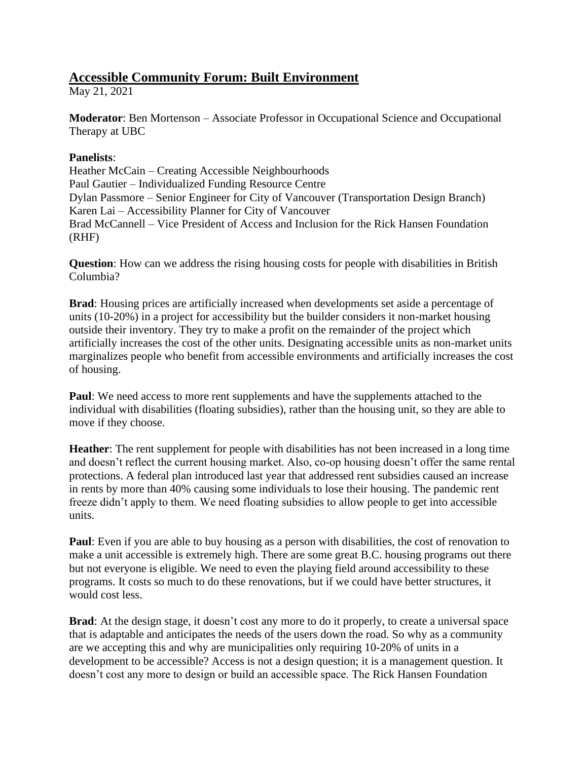# Accessible Community Forum: Built Environment

May 21, 2021

**Moderator**: Ben Mortenson – Associate Professor in Occupational Science and Occupational Therapy at UBC

**Panelists**:
Heather McCain – Creating Accessible Neighbourhoods
Paul Gautier – Individualized Funding Resource Centre
Dylan Passmore – Senior Engineer for City of Vancouver (Transportation Design Branch)
Karen Lai – Accessibility Planner for City of Vancouver
Brad McCannell – Vice President of Access and Inclusion for the Rick Hansen Foundation (RHF)

**Question**: How can we address the rising housing costs for people with disabilities in British Columbia?

**Brad**: Housing prices are artificially increased when developments set aside a percentage of units (10-20%) in a project for accessibility but the builder considers it non-market housing outside their inventory. They try to make a profit on the remainder of the project which artificially increases the cost of the other units. Designating accessible units as non-market units marginalizes people who benefit from accessible environments and artificially increases the cost of housing.

**Paul**: We need access to more rent supplements and have the supplements attached to the individual with disabilities (floating subsidies), rather than the housing unit, so they are able to move if they choose.

**Heather**: The rent supplement for people with disabilities has not been increased in a long time and doesn't reflect the current housing market. Also, co-op housing doesn't offer the same rental protections. A federal plan introduced last year that addressed rent subsidies caused an increase in rents by more than 40% causing some individuals to lose their housing. The pandemic rent freeze didn't apply to them. We need floating subsidies to allow people to get into accessible units.

**Paul**: Even if you are able to buy housing as a person with disabilities, the cost of renovation to make a unit accessible is extremely high. There are some great B.C. housing programs out there but not everyone is eligible. We need to even the playing field around accessibility to these programs. It costs so much to do these renovations, but if we could have better structures, it would cost less.

**Brad**: At the design stage, it doesn't cost any more to do it properly, to create a universal space that is adaptable and anticipates the needs of the users down the road. So why as a community are we accepting this and why are municipalities only requiring 10-20% of units in a development to be accessible? Access is not a design question; it is a management question. It doesn't cost any more to design or build an accessible space. The Rick Hansen Foundation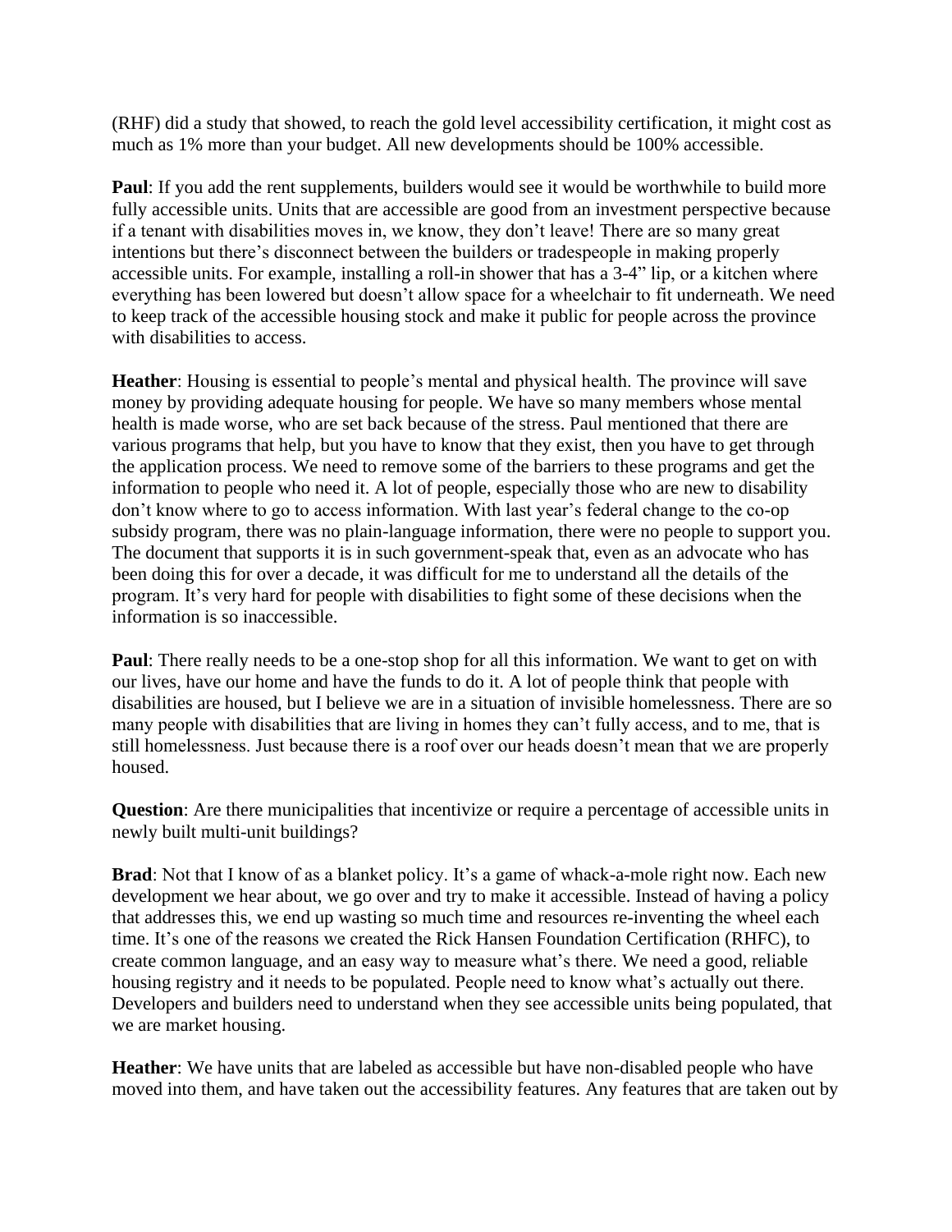(RHF) did a study that showed, to reach the gold level accessibility certification, it might cost as much as 1% more than your budget. All new developments should be 100% accessible.

**Paul**: If you add the rent supplements, builders would see it would be worthwhile to build more fully accessible units. Units that are accessible are good from an investment perspective because if a tenant with disabilities moves in, we know, they don't leave! There are so many great intentions but there's disconnect between the builders or tradespeople in making properly accessible units. For example, installing a roll-in shower that has a 3-4" lip, or a kitchen where everything has been lowered but doesn't allow space for a wheelchair to fit underneath. We need to keep track of the accessible housing stock and make it public for people across the province with disabilities to access.

**Heather**: Housing is essential to people's mental and physical health. The province will save money by providing adequate housing for people. We have so many members whose mental health is made worse, who are set back because of the stress. Paul mentioned that there are various programs that help, but you have to know that they exist, then you have to get through the application process. We need to remove some of the barriers to these programs and get the information to people who need it. A lot of people, especially those who are new to disability don't know where to go to access information. With last year's federal change to the co-op subsidy program, there was no plain-language information, there were no people to support you. The document that supports it is in such government-speak that, even as an advocate who has been doing this for over a decade, it was difficult for me to understand all the details of the program. It's very hard for people with disabilities to fight some of these decisions when the information is so inaccessible.

**Paul**: There really needs to be a one-stop shop for all this information. We want to get on with our lives, have our home and have the funds to do it. A lot of people think that people with disabilities are housed, but I believe we are in a situation of invisible homelessness. There are so many people with disabilities that are living in homes they can't fully access, and to me, that is still homelessness. Just because there is a roof over our heads doesn't mean that we are properly housed.

**Question**: Are there municipalities that incentivize or require a percentage of accessible units in newly built multi-unit buildings?

**Brad**: Not that I know of as a blanket policy. It's a game of whack-a-mole right now. Each new development we hear about, we go over and try to make it accessible. Instead of having a policy that addresses this, we end up wasting so much time and resources re-inventing the wheel each time. It's one of the reasons we created the Rick Hansen Foundation Certification (RHFC), to create common language, and an easy way to measure what's there. We need a good, reliable housing registry and it needs to be populated. People need to know what's actually out there. Developers and builders need to understand when they see accessible units being populated, that we are market housing.

**Heather**: We have units that are labeled as accessible but have non-disabled people who have moved into them, and have taken out the accessibility features. Any features that are taken out by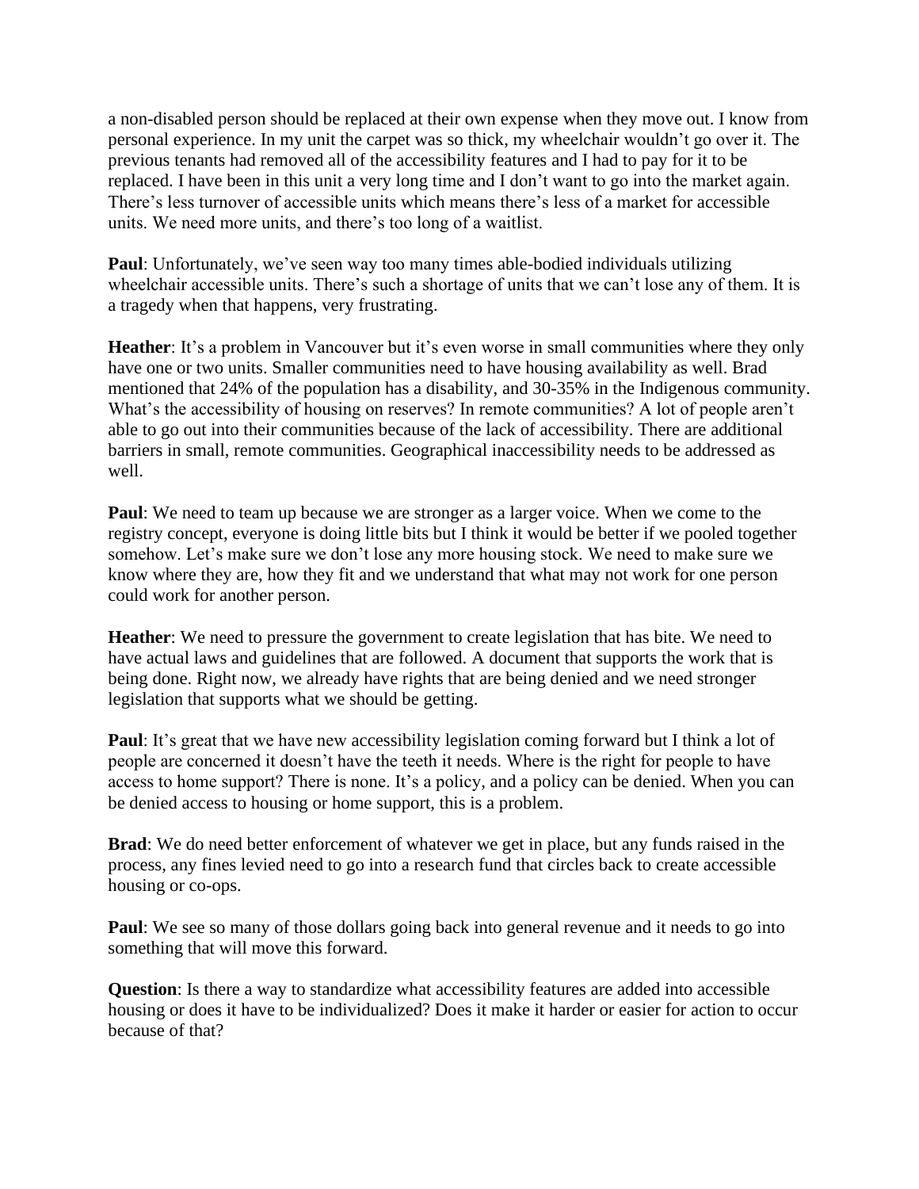a non-disabled person should be replaced at their own expense when they move out. I know from personal experience. In my unit the carpet was so thick, my wheelchair wouldn't go over it. The previous tenants had removed all of the accessibility features and I had to pay for it to be replaced. I have been in this unit a very long time and I don't want to go into the market again. There's less turnover of accessible units which means there's less of a market for accessible units. We need more units, and there's too long of a waitlist.

**Paul**: Unfortunately, we've seen way too many times able-bodied individuals utilizing wheelchair accessible units. There's such a shortage of units that we can't lose any of them. It is a tragedy when that happens, very frustrating.

**Heather**: It's a problem in Vancouver but it's even worse in small communities where they only have one or two units. Smaller communities need to have housing availability as well. Brad mentioned that 24% of the population has a disability, and 30-35% in the Indigenous community. What's the accessibility of housing on reserves? In remote communities? A lot of people aren't able to go out into their communities because of the lack of accessibility. There are additional barriers in small, remote communities. Geographical inaccessibility needs to be addressed as well.

**Paul**: We need to team up because we are stronger as a larger voice. When we come to the registry concept, everyone is doing little bits but I think it would be better if we pooled together somehow. Let's make sure we don't lose any more housing stock. We need to make sure we know where they are, how they fit and we understand that what may not work for one person could work for another person.

**Heather**: We need to pressure the government to create legislation that has bite. We need to have actual laws and guidelines that are followed. A document that supports the work that is being done. Right now, we already have rights that are being denied and we need stronger legislation that supports what we should be getting.

**Paul**: It's great that we have new accessibility legislation coming forward but I think a lot of people are concerned it doesn't have the teeth it needs. Where is the right for people to have access to home support? There is none. It's a policy, and a policy can be denied. When you can be denied access to housing or home support, this is a problem.

**Brad**: We do need better enforcement of whatever we get in place, but any funds raised in the process, any fines levied need to go into a research fund that circles back to create accessible housing or co-ops.

**Paul**: We see so many of those dollars going back into general revenue and it needs to go into something that will move this forward.

**Question**: Is there a way to standardize what accessibility features are added into accessible housing or does it have to be individualized? Does it make it harder or easier for action to occur because of that?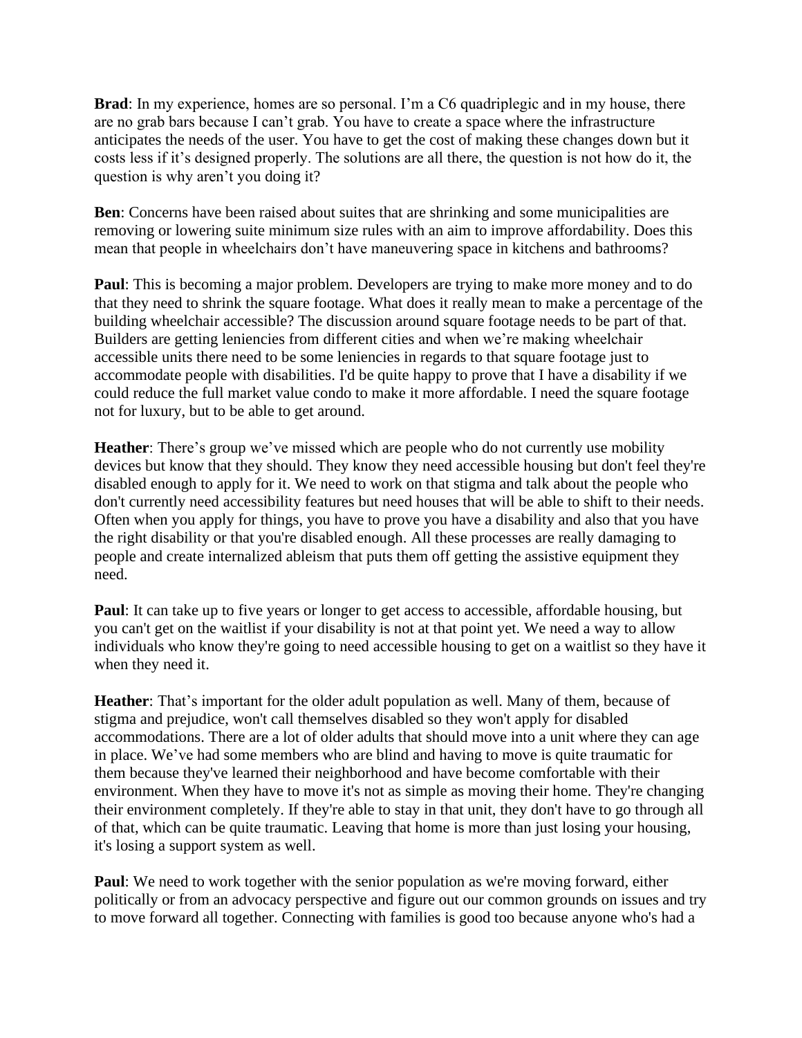**Brad**: In my experience, homes are so personal. I'm a C6 quadriplegic and in my house, there are no grab bars because I can't grab. You have to create a space where the infrastructure anticipates the needs of the user. You have to get the cost of making these changes down but it costs less if it's designed properly. The solutions are all there, the question is not how do it, the question is why aren't you doing it?

**Ben**: Concerns have been raised about suites that are shrinking and some municipalities are removing or lowering suite minimum size rules with an aim to improve affordability. Does this mean that people in wheelchairs don't have maneuvering space in kitchens and bathrooms?

**Paul**: This is becoming a major problem. Developers are trying to make more money and to do that they need to shrink the square footage. What does it really mean to make a percentage of the building wheelchair accessible? The discussion around square footage needs to be part of that. Builders are getting leniencies from different cities and when we're making wheelchair accessible units there need to be some leniencies in regards to that square footage just to accommodate people with disabilities. I'd be quite happy to prove that I have a disability if we could reduce the full market value condo to make it more affordable. I need the square footage not for luxury, but to be able to get around.

**Heather**: There's group we've missed which are people who do not currently use mobility devices but know that they should. They know they need accessible housing but don't feel they're disabled enough to apply for it. We need to work on that stigma and talk about the people who don't currently need accessibility features but need houses that will be able to shift to their needs. Often when you apply for things, you have to prove you have a disability and also that you have the right disability or that you're disabled enough. All these processes are really damaging to people and create internalized ableism that puts them off getting the assistive equipment they need.

**Paul**: It can take up to five years or longer to get access to accessible, affordable housing, but you can't get on the waitlist if your disability is not at that point yet. We need a way to allow individuals who know they're going to need accessible housing to get on a waitlist so they have it when they need it.

**Heather**: That's important for the older adult population as well. Many of them, because of stigma and prejudice, won't call themselves disabled so they won't apply for disabled accommodations. There are a lot of older adults that should move into a unit where they can age in place. We've had some members who are blind and having to move is quite traumatic for them because they've learned their neighborhood and have become comfortable with their environment. When they have to move it's not as simple as moving their home. They're changing their environment completely. If they're able to stay in that unit, they don't have to go through all of that, which can be quite traumatic. Leaving that home is more than just losing your housing, it's losing a support system as well.

**Paul**: We need to work together with the senior population as we're moving forward, either politically or from an advocacy perspective and figure out our common grounds on issues and try to move forward all together. Connecting with families is good too because anyone who's had a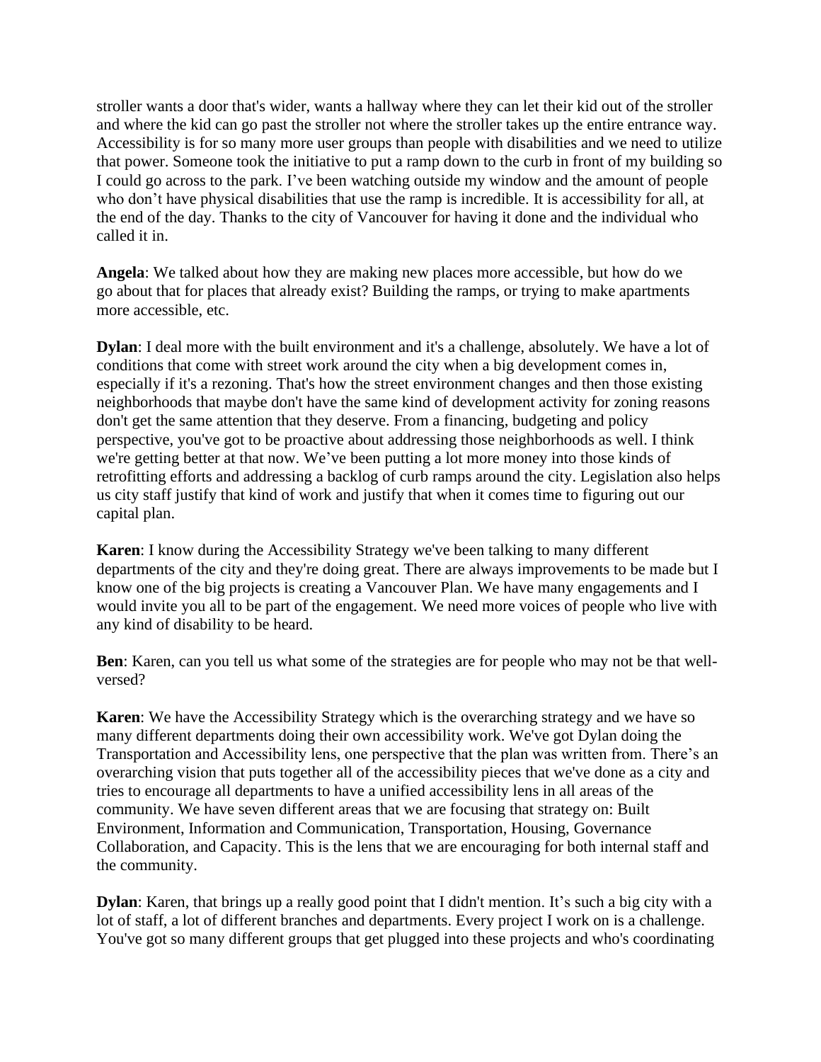stroller wants a door that's wider, wants a hallway where they can let their kid out of the stroller and where the kid can go past the stroller not where the stroller takes up the entire entrance way. Accessibility is for so many more user groups than people with disabilities and we need to utilize that power. Someone took the initiative to put a ramp down to the curb in front of my building so I could go across to the park. I've been watching outside my window and the amount of people who don't have physical disabilities that use the ramp is incredible. It is accessibility for all, at the end of the day. Thanks to the city of Vancouver for having it done and the individual who called it in.

**Angela**: We talked about how they are making new places more accessible, but how do we go about that for places that already exist? Building the ramps, or trying to make apartments more accessible, etc.

**Dylan**: I deal more with the built environment and it's a challenge, absolutely. We have a lot of conditions that come with street work around the city when a big development comes in, especially if it's a rezoning. That's how the street environment changes and then those existing neighborhoods that maybe don't have the same kind of development activity for zoning reasons don't get the same attention that they deserve. From a financing, budgeting and policy perspective, you've got to be proactive about addressing those neighborhoods as well. I think we're getting better at that now. We've been putting a lot more money into those kinds of retrofitting efforts and addressing a backlog of curb ramps around the city. Legislation also helps us city staff justify that kind of work and justify that when it comes time to figuring out our capital plan.

**Karen**: I know during the Accessibility Strategy we've been talking to many different departments of the city and they're doing great. There are always improvements to be made but I know one of the big projects is creating a Vancouver Plan. We have many engagements and I would invite you all to be part of the engagement. We need more voices of people who live with any kind of disability to be heard.

**Ben**: Karen, can you tell us what some of the strategies are for people who may not be that well-versed?

**Karen**: We have the Accessibility Strategy which is the overarching strategy and we have so many different departments doing their own accessibility work. We've got Dylan doing the Transportation and Accessibility lens, one perspective that the plan was written from. There's an overarching vision that puts together all of the accessibility pieces that we've done as a city and tries to encourage all departments to have a unified accessibility lens in all areas of the community. We have seven different areas that we are focusing that strategy on: Built Environment, Information and Communication, Transportation, Housing, Governance Collaboration, and Capacity. This is the lens that we are encouraging for both internal staff and the community.

**Dylan**: Karen, that brings up a really good point that I didn't mention. It's such a big city with a lot of staff, a lot of different branches and departments. Every project I work on is a challenge. You've got so many different groups that get plugged into these projects and who's coordinating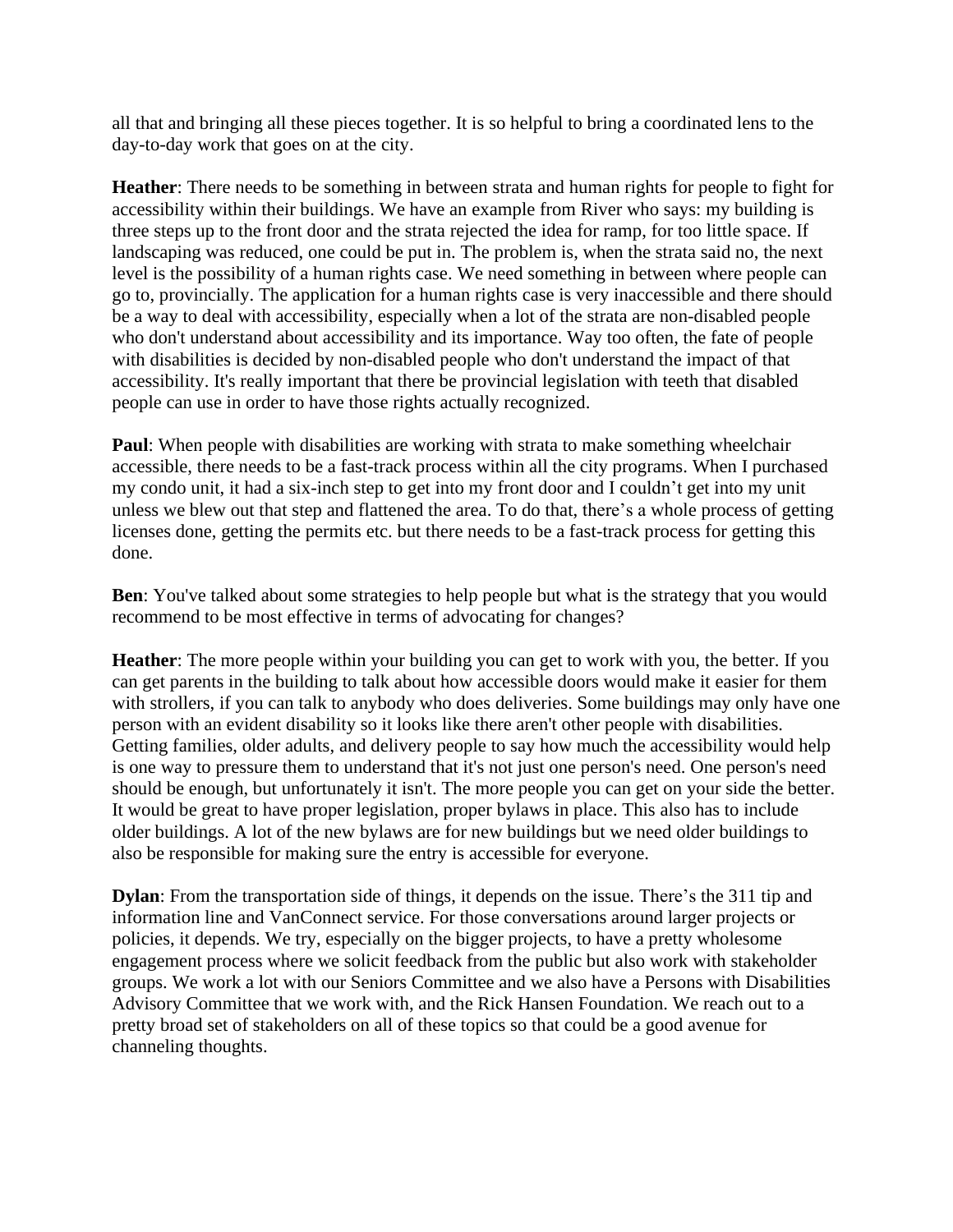all that and bringing all these pieces together. It is so helpful to bring a coordinated lens to the day-to-day work that goes on at the city.

**Heather**: There needs to be something in between strata and human rights for people to fight for accessibility within their buildings. We have an example from River who says: my building is three steps up to the front door and the strata rejected the idea for ramp, for too little space. If landscaping was reduced, one could be put in. The problem is, when the strata said no, the next level is the possibility of a human rights case. We need something in between where people can go to, provincially. The application for a human rights case is very inaccessible and there should be a way to deal with accessibility, especially when a lot of the strata are non-disabled people who don't understand about accessibility and its importance. Way too often, the fate of people with disabilities is decided by non-disabled people who don't understand the impact of that accessibility. It's really important that there be provincial legislation with teeth that disabled people can use in order to have those rights actually recognized.

**Paul**: When people with disabilities are working with strata to make something wheelchair accessible, there needs to be a fast-track process within all the city programs. When I purchased my condo unit, it had a six-inch step to get into my front door and I couldn't get into my unit unless we blew out that step and flattened the area. To do that, there's a whole process of getting licenses done, getting the permits etc. but there needs to be a fast-track process for getting this done.

**Ben**: You've talked about some strategies to help people but what is the strategy that you would recommend to be most effective in terms of advocating for changes?

**Heather**: The more people within your building you can get to work with you, the better. If you can get parents in the building to talk about how accessible doors would make it easier for them with strollers, if you can talk to anybody who does deliveries. Some buildings may only have one person with an evident disability so it looks like there aren't other people with disabilities. Getting families, older adults, and delivery people to say how much the accessibility would help is one way to pressure them to understand that it's not just one person's need. One person's need should be enough, but unfortunately it isn't. The more people you can get on your side the better. It would be great to have proper legislation, proper bylaws in place. This also has to include older buildings. A lot of the new bylaws are for new buildings but we need older buildings to also be responsible for making sure the entry is accessible for everyone.

**Dylan**: From the transportation side of things, it depends on the issue. There's the 311 tip and information line and VanConnect service. For those conversations around larger projects or policies, it depends. We try, especially on the bigger projects, to have a pretty wholesome engagement process where we solicit feedback from the public but also work with stakeholder groups. We work a lot with our Seniors Committee and we also have a Persons with Disabilities Advisory Committee that we work with, and the Rick Hansen Foundation. We reach out to a pretty broad set of stakeholders on all of these topics so that could be a good avenue for channeling thoughts.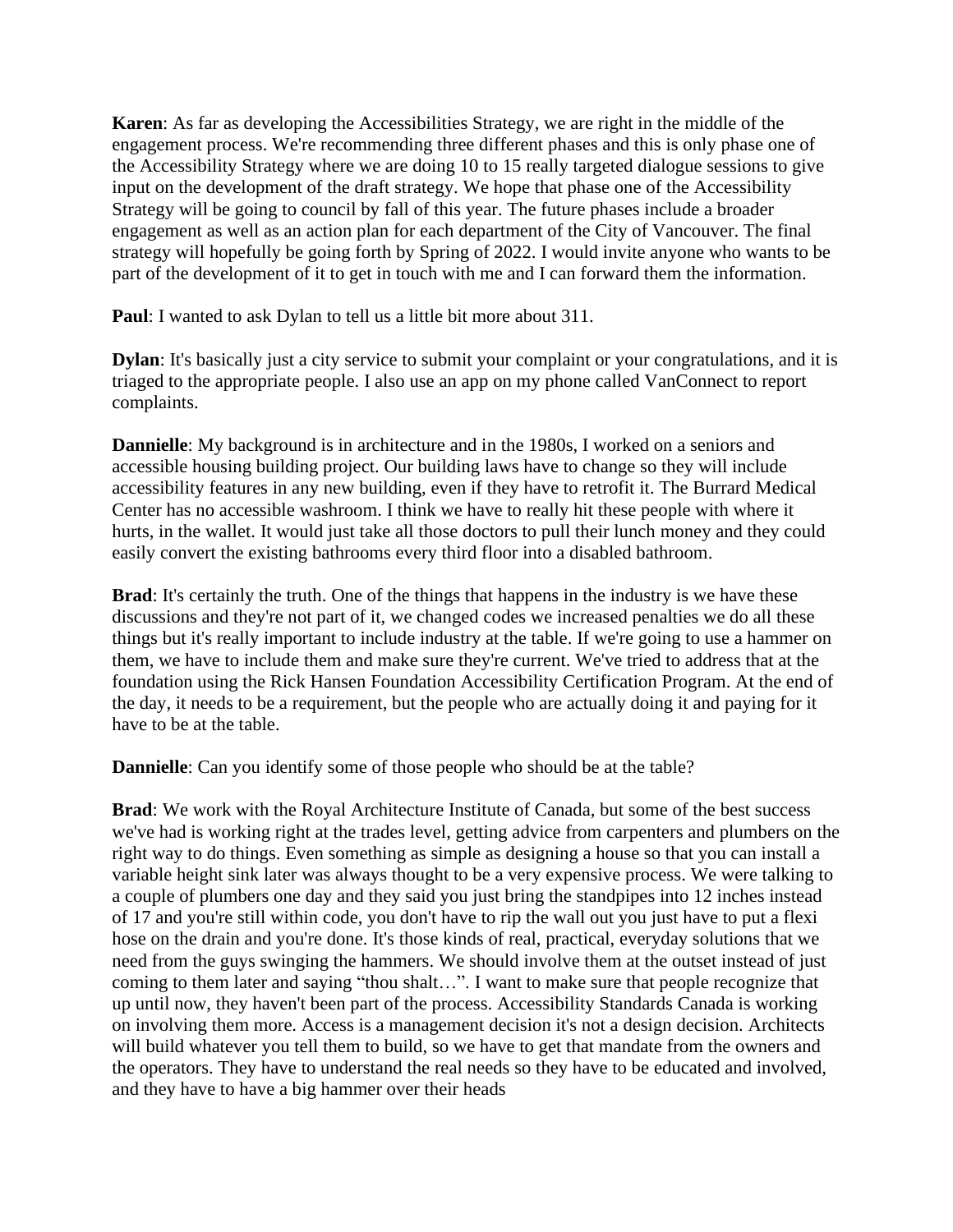**Karen**: As far as developing the Accessibilities Strategy, we are right in the middle of the engagement process. We're recommending three different phases and this is only phase one of the Accessibility Strategy where we are doing 10 to 15 really targeted dialogue sessions to give input on the development of the draft strategy. We hope that phase one of the Accessibility Strategy will be going to council by fall of this year. The future phases include a broader engagement as well as an action plan for each department of the City of Vancouver. The final strategy will hopefully be going forth by Spring of 2022. I would invite anyone who wants to be part of the development of it to get in touch with me and I can forward them the information.

**Paul**: I wanted to ask Dylan to tell us a little bit more about 311.

**Dylan**: It's basically just a city service to submit your complaint or your congratulations, and it is triaged to the appropriate people. I also use an app on my phone called VanConnect to report complaints.

**Dannielle**: My background is in architecture and in the 1980s, I worked on a seniors and accessible housing building project. Our building laws have to change so they will include accessibility features in any new building, even if they have to retrofit it. The Burrard Medical Center has no accessible washroom. I think we have to really hit these people with where it hurts, in the wallet. It would just take all those doctors to pull their lunch money and they could easily convert the existing bathrooms every third floor into a disabled bathroom.

**Brad**: It's certainly the truth. One of the things that happens in the industry is we have these discussions and they're not part of it, we changed codes we increased penalties we do all these things but it's really important to include industry at the table. If we're going to use a hammer on them, we have to include them and make sure they're current. We've tried to address that at the foundation using the Rick Hansen Foundation Accessibility Certification Program. At the end of the day, it needs to be a requirement, but the people who are actually doing it and paying for it have to be at the table.

**Dannielle**: Can you identify some of those people who should be at the table?

**Brad**: We work with the Royal Architecture Institute of Canada, but some of the best success we've had is working right at the trades level, getting advice from carpenters and plumbers on the right way to do things. Even something as simple as designing a house so that you can install a variable height sink later was always thought to be a very expensive process. We were talking to a couple of plumbers one day and they said you just bring the standpipes into 12 inches instead of 17 and you're still within code, you don't have to rip the wall out you just have to put a flexi hose on the drain and you're done. It's those kinds of real, practical, everyday solutions that we need from the guys swinging the hammers. We should involve them at the outset instead of just coming to them later and saying "thou shalt…". I want to make sure that people recognize that up until now, they haven't been part of the process. Accessibility Standards Canada is working on involving them more. Access is a management decision it's not a design decision. Architects will build whatever you tell them to build, so we have to get that mandate from the owners and the operators. They have to understand the real needs so they have to be educated and involved, and they have to have a big hammer over their heads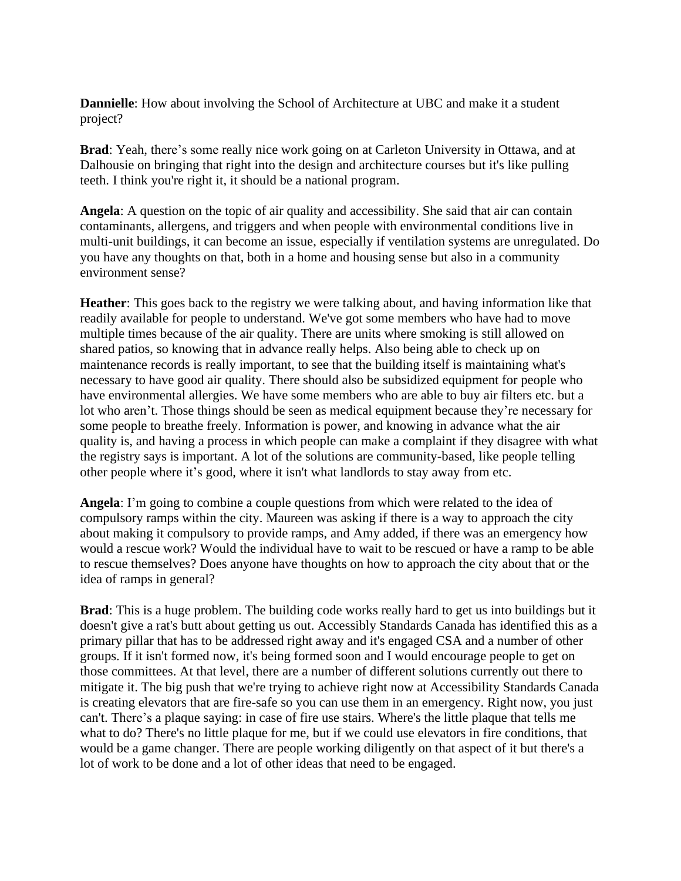**Dannielle**: How about involving the School of Architecture at UBC and make it a student project?

**Brad**: Yeah, there's some really nice work going on at Carleton University in Ottawa, and at Dalhousie on bringing that right into the design and architecture courses but it's like pulling teeth. I think you're right it, it should be a national program.

**Angela**: A question on the topic of air quality and accessibility. She said that air can contain contaminants, allergens, and triggers and when people with environmental conditions live in multi-unit buildings, it can become an issue, especially if ventilation systems are unregulated. Do you have any thoughts on that, both in a home and housing sense but also in a community environment sense?

**Heather**: This goes back to the registry we were talking about, and having information like that readily available for people to understand. We've got some members who have had to move multiple times because of the air quality. There are units where smoking is still allowed on shared patios, so knowing that in advance really helps. Also being able to check up on maintenance records is really important, to see that the building itself is maintaining what's necessary to have good air quality. There should also be subsidized equipment for people who have environmental allergies. We have some members who are able to buy air filters etc. but a lot who aren't. Those things should be seen as medical equipment because they're necessary for some people to breathe freely. Information is power, and knowing in advance what the air quality is, and having a process in which people can make a complaint if they disagree with what the registry says is important. A lot of the solutions are community-based, like people telling other people where it's good, where it isn't what landlords to stay away from etc.

**Angela**: I'm going to combine a couple questions from which were related to the idea of compulsory ramps within the city. Maureen was asking if there is a way to approach the city about making it compulsory to provide ramps, and Amy added, if there was an emergency how would a rescue work? Would the individual have to wait to be rescued or have a ramp to be able to rescue themselves? Does anyone have thoughts on how to approach the city about that or the idea of ramps in general?

**Brad**: This is a huge problem. The building code works really hard to get us into buildings but it doesn't give a rat's butt about getting us out. Accessibly Standards Canada has identified this as a primary pillar that has to be addressed right away and it's engaged CSA and a number of other groups. If it isn't formed now, it's being formed soon and I would encourage people to get on those committees. At that level, there are a number of different solutions currently out there to mitigate it. The big push that we're trying to achieve right now at Accessibility Standards Canada is creating elevators that are fire-safe so you can use them in an emergency. Right now, you just can't. There's a plaque saying: in case of fire use stairs. Where's the little plaque that tells me what to do? There's no little plaque for me, but if we could use elevators in fire conditions, that would be a game changer. There are people working diligently on that aspect of it but there's a lot of work to be done and a lot of other ideas that need to be engaged.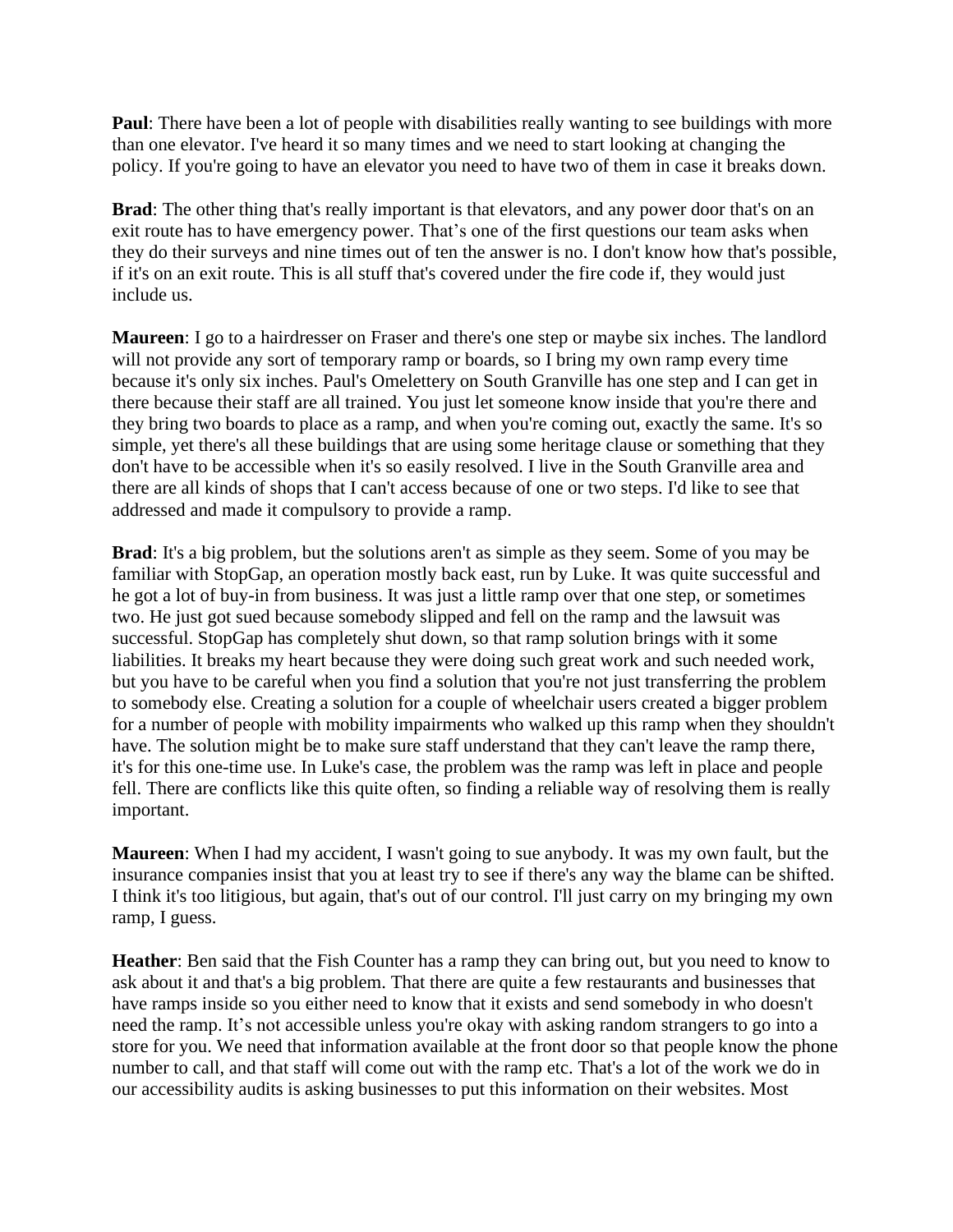**Paul**: There have been a lot of people with disabilities really wanting to see buildings with more than one elevator. I've heard it so many times and we need to start looking at changing the policy. If you're going to have an elevator you need to have two of them in case it breaks down.

**Brad**: The other thing that's really important is that elevators, and any power door that's on an exit route has to have emergency power. That's one of the first questions our team asks when they do their surveys and nine times out of ten the answer is no. I don't know how that's possible, if it's on an exit route. This is all stuff that's covered under the fire code if, they would just include us.

**Maureen**: I go to a hairdresser on Fraser and there's one step or maybe six inches. The landlord will not provide any sort of temporary ramp or boards, so I bring my own ramp every time because it's only six inches. Paul's Omelettery on South Granville has one step and I can get in there because their staff are all trained. You just let someone know inside that you're there and they bring two boards to place as a ramp, and when you're coming out, exactly the same. It's so simple, yet there's all these buildings that are using some heritage clause or something that they don't have to be accessible when it's so easily resolved. I live in the South Granville area and there are all kinds of shops that I can't access because of one or two steps. I'd like to see that addressed and made it compulsory to provide a ramp.

**Brad**: It's a big problem, but the solutions aren't as simple as they seem. Some of you may be familiar with StopGap, an operation mostly back east, run by Luke. It was quite successful and he got a lot of buy-in from business. It was just a little ramp over that one step, or sometimes two. He just got sued because somebody slipped and fell on the ramp and the lawsuit was successful. StopGap has completely shut down, so that ramp solution brings with it some liabilities. It breaks my heart because they were doing such great work and such needed work, but you have to be careful when you find a solution that you're not just transferring the problem to somebody else. Creating a solution for a couple of wheelchair users created a bigger problem for a number of people with mobility impairments who walked up this ramp when they shouldn't have. The solution might be to make sure staff understand that they can't leave the ramp there, it's for this one-time use. In Luke's case, the problem was the ramp was left in place and people fell. There are conflicts like this quite often, so finding a reliable way of resolving them is really important.

**Maureen**: When I had my accident, I wasn't going to sue anybody. It was my own fault, but the insurance companies insist that you at least try to see if there's any way the blame can be shifted. I think it's too litigious, but again, that's out of our control. I'll just carry on my bringing my own ramp, I guess.

**Heather**: Ben said that the Fish Counter has a ramp they can bring out, but you need to know to ask about it and that's a big problem. That there are quite a few restaurants and businesses that have ramps inside so you either need to know that it exists and send somebody in who doesn't need the ramp. It's not accessible unless you're okay with asking random strangers to go into a store for you. We need that information available at the front door so that people know the phone number to call, and that staff will come out with the ramp etc. That's a lot of the work we do in our accessibility audits is asking businesses to put this information on their websites. Most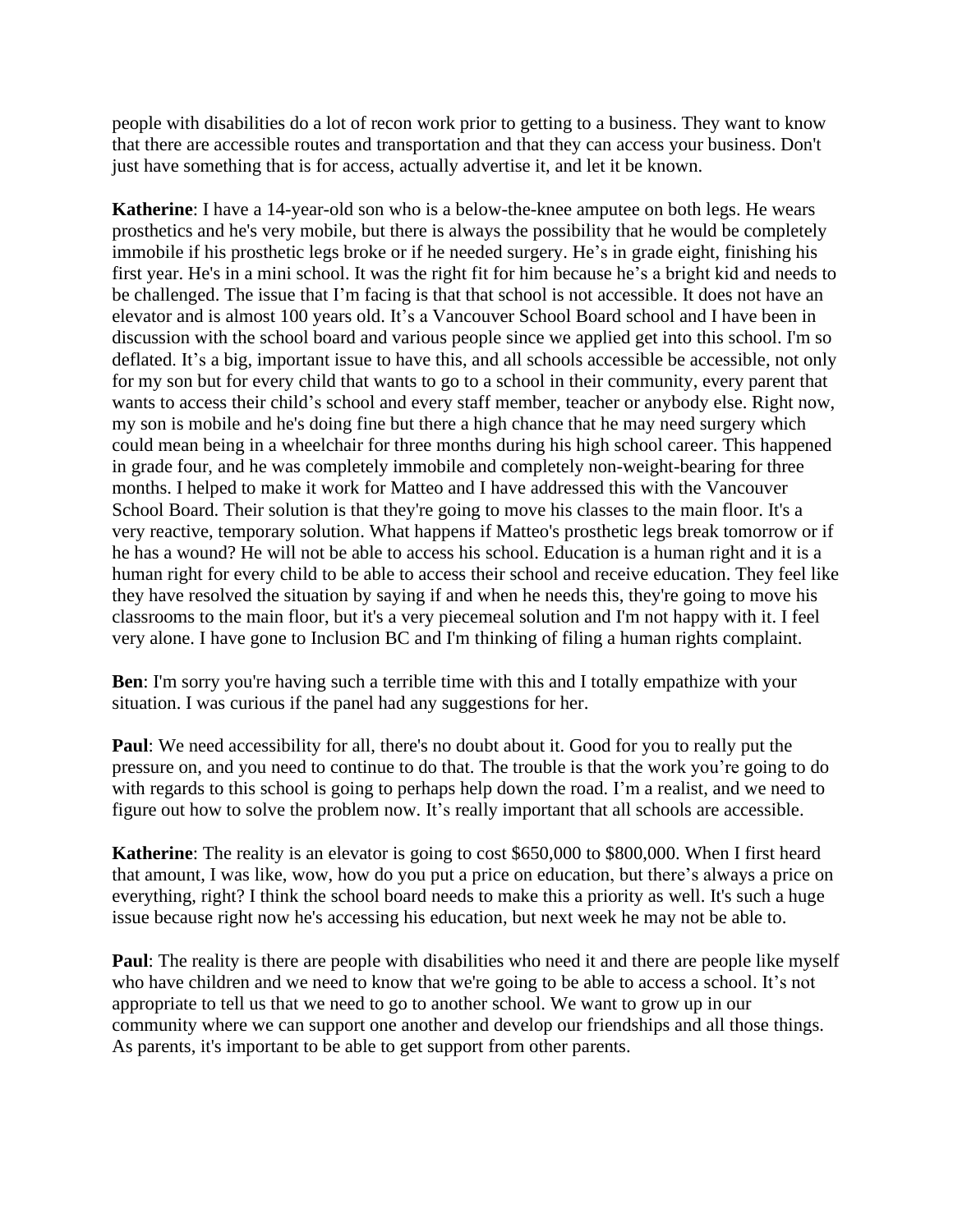people with disabilities do a lot of recon work prior to getting to a business. They want to know that there are accessible routes and transportation and that they can access your business. Don't just have something that is for access, actually advertise it, and let it be known.

**Katherine**: I have a 14-year-old son who is a below-the-knee amputee on both legs. He wears prosthetics and he's very mobile, but there is always the possibility that he would be completely immobile if his prosthetic legs broke or if he needed surgery. He’s in grade eight, finishing his first year. He's in a mini school. It was the right fit for him because he’s a bright kid and needs to be challenged. The issue that I’m facing is that that school is not accessible. It does not have an elevator and is almost 100 years old. It’s a Vancouver School Board school and I have been in discussion with the school board and various people since we applied get into this school. I'm so deflated. It’s a big, important issue to have this, and all schools accessible be accessible, not only for my son but for every child that wants to go to a school in their community, every parent that wants to access their child’s school and every staff member, teacher or anybody else. Right now, my son is mobile and he's doing fine but there a high chance that he may need surgery which could mean being in a wheelchair for three months during his high school career. This happened in grade four, and he was completely immobile and completely non-weight-bearing for three months. I helped to make it work for Matteo and I have addressed this with the Vancouver School Board. Their solution is that they're going to move his classes to the main floor. It's a very reactive, temporary solution. What happens if Matteo's prosthetic legs break tomorrow or if he has a wound? He will not be able to access his school. Education is a human right and it is a human right for every child to be able to access their school and receive education. They feel like they have resolved the situation by saying if and when he needs this, they're going to move his classrooms to the main floor, but it's a very piecemeal solution and I'm not happy with it. I feel very alone. I have gone to Inclusion BC and I'm thinking of filing a human rights complaint.

**Ben**: I'm sorry you're having such a terrible time with this and I totally empathize with your situation. I was curious if the panel had any suggestions for her.

**Paul**: We need accessibility for all, there's no doubt about it. Good for you to really put the pressure on, and you need to continue to do that. The trouble is that the work you’re going to do with regards to this school is going to perhaps help down the road. I’m a realist, and we need to figure out how to solve the problem now. It’s really important that all schools are accessible.

**Katherine**: The reality is an elevator is going to cost $650,000 to $800,000. When I first heard that amount, I was like, wow, how do you put a price on education, but there’s always a price on everything, right? I think the school board needs to make this a priority as well. It's such a huge issue because right now he's accessing his education, but next week he may not be able to.

**Paul**: The reality is there are people with disabilities who need it and there are people like myself who have children and we need to know that we're going to be able to access a school. It’s not appropriate to tell us that we need to go to another school. We want to grow up in our community where we can support one another and develop our friendships and all those things. As parents, it's important to be able to get support from other parents.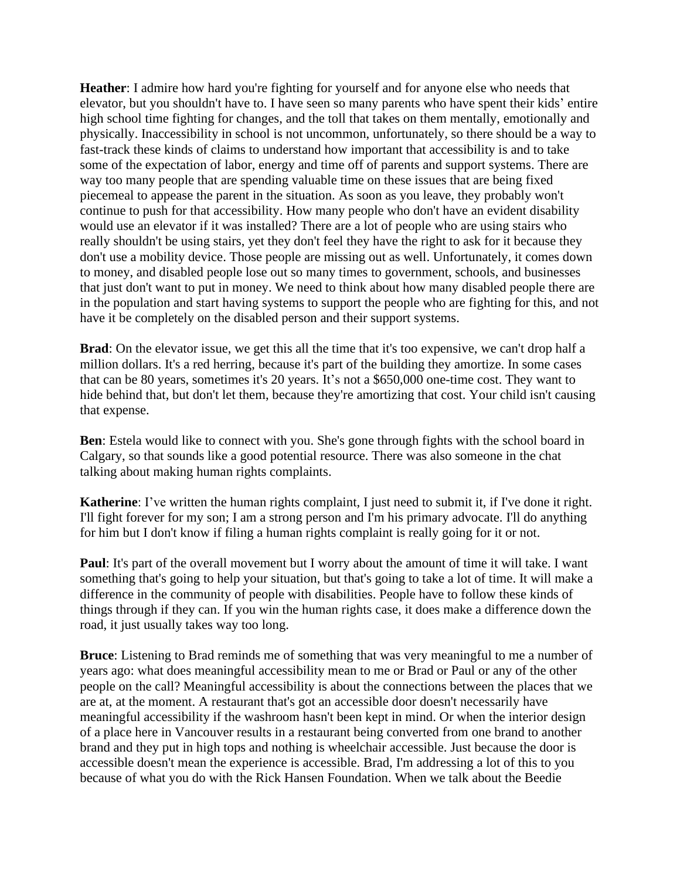**Heather**: I admire how hard you're fighting for yourself and for anyone else who needs that elevator, but you shouldn't have to. I have seen so many parents who have spent their kids' entire high school time fighting for changes, and the toll that takes on them mentally, emotionally and physically. Inaccessibility in school is not uncommon, unfortunately, so there should be a way to fast-track these kinds of claims to understand how important that accessibility is and to take some of the expectation of labor, energy and time off of parents and support systems. There are way too many people that are spending valuable time on these issues that are being fixed piecemeal to appease the parent in the situation. As soon as you leave, they probably won't continue to push for that accessibility. How many people who don't have an evident disability would use an elevator if it was installed? There are a lot of people who are using stairs who really shouldn't be using stairs, yet they don't feel they have the right to ask for it because they don't use a mobility device. Those people are missing out as well. Unfortunately, it comes down to money, and disabled people lose out so many times to government, schools, and businesses that just don't want to put in money. We need to think about how many disabled people there are in the population and start having systems to support the people who are fighting for this, and not have it be completely on the disabled person and their support systems.

**Brad**: On the elevator issue, we get this all the time that it's too expensive, we can't drop half a million dollars. It's a red herring, because it's part of the building they amortize. In some cases that can be 80 years, sometimes it's 20 years. It's not a $650,000 one-time cost. They want to hide behind that, but don't let them, because they're amortizing that cost. Your child isn't causing that expense.

**Ben**: Estela would like to connect with you. She's gone through fights with the school board in Calgary, so that sounds like a good potential resource. There was also someone in the chat talking about making human rights complaints.

**Katherine**: I've written the human rights complaint, I just need to submit it, if I've done it right. I'll fight forever for my son; I am a strong person and I'm his primary advocate. I'll do anything for him but I don't know if filing a human rights complaint is really going for it or not.

**Paul**: It's part of the overall movement but I worry about the amount of time it will take. I want something that's going to help your situation, but that's going to take a lot of time. It will make a difference in the community of people with disabilities. People have to follow these kinds of things through if they can. If you win the human rights case, it does make a difference down the road, it just usually takes way too long.

**Bruce**: Listening to Brad reminds me of something that was very meaningful to me a number of years ago: what does meaningful accessibility mean to me or Brad or Paul or any of the other people on the call? Meaningful accessibility is about the connections between the places that we are at, at the moment. A restaurant that's got an accessible door doesn't necessarily have meaningful accessibility if the washroom hasn't been kept in mind. Or when the interior design of a place here in Vancouver results in a restaurant being converted from one brand to another brand and they put in high tops and nothing is wheelchair accessible. Just because the door is accessible doesn't mean the experience is accessible. Brad, I'm addressing a lot of this to you because of what you do with the Rick Hansen Foundation. When we talk about the Beedie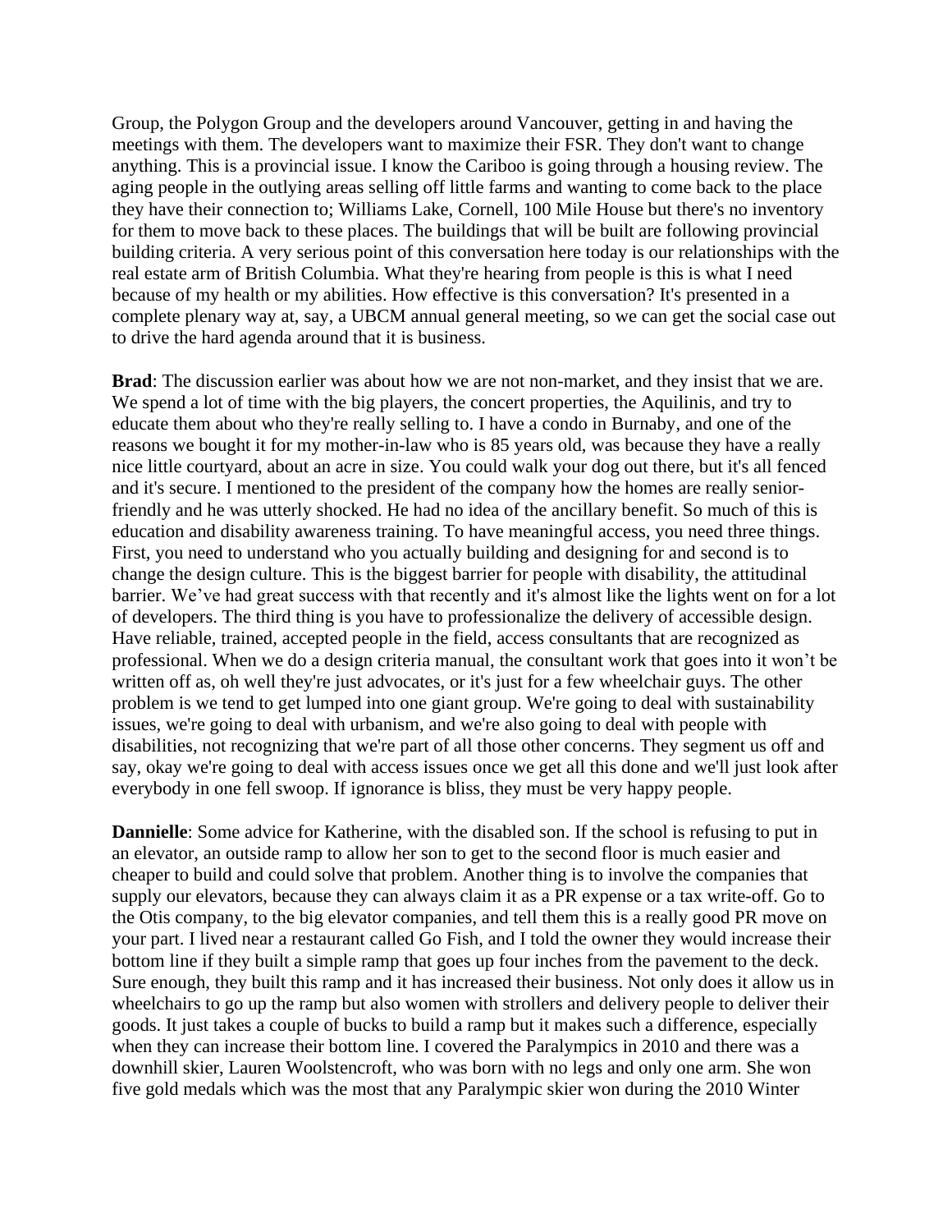Group, the Polygon Group and the developers around Vancouver, getting in and having the meetings with them. The developers want to maximize their FSR. They don't want to change anything. This is a provincial issue. I know the Cariboo is going through a housing review. The aging people in the outlying areas selling off little farms and wanting to come back to the place they have their connection to; Williams Lake, Cornell, 100 Mile House but there's no inventory for them to move back to these places. The buildings that will be built are following provincial building criteria. A very serious point of this conversation here today is our relationships with the real estate arm of British Columbia. What they're hearing from people is this is what I need because of my health or my abilities. How effective is this conversation? It's presented in a complete plenary way at, say, a UBCM annual general meeting, so we can get the social case out to drive the hard agenda around that it is business.

**Brad**: The discussion earlier was about how we are not non-market, and they insist that we are. We spend a lot of time with the big players, the concert properties, the Aquilinis, and try to educate them about who they're really selling to. I have a condo in Burnaby, and one of the reasons we bought it for my mother-in-law who is 85 years old, was because they have a really nice little courtyard, about an acre in size. You could walk your dog out there, but it's all fenced and it's secure. I mentioned to the president of the company how the homes are really senior-friendly and he was utterly shocked. He had no idea of the ancillary benefit. So much of this is education and disability awareness training. To have meaningful access, you need three things. First, you need to understand who you actually building and designing for and second is to change the design culture. This is the biggest barrier for people with disability, the attitudinal barrier. We've had great success with that recently and it's almost like the lights went on for a lot of developers. The third thing is you have to professionalize the delivery of accessible design. Have reliable, trained, accepted people in the field, access consultants that are recognized as professional. When we do a design criteria manual, the consultant work that goes into it won't be written off as, oh well they're just advocates, or it's just for a few wheelchair guys. The other problem is we tend to get lumped into one giant group. We're going to deal with sustainability issues, we're going to deal with urbanism, and we're also going to deal with people with disabilities, not recognizing that we're part of all those other concerns. They segment us off and say, okay we're going to deal with access issues once we get all this done and we'll just look after everybody in one fell swoop. If ignorance is bliss, they must be very happy people.

**Dannielle**: Some advice for Katherine, with the disabled son. If the school is refusing to put in an elevator, an outside ramp to allow her son to get to the second floor is much easier and cheaper to build and could solve that problem. Another thing is to involve the companies that supply our elevators, because they can always claim it as a PR expense or a tax write-off. Go to the Otis company, to the big elevator companies, and tell them this is a really good PR move on your part. I lived near a restaurant called Go Fish, and I told the owner they would increase their bottom line if they built a simple ramp that goes up four inches from the pavement to the deck. Sure enough, they built this ramp and it has increased their business. Not only does it allow us in wheelchairs to go up the ramp but also women with strollers and delivery people to deliver their goods. It just takes a couple of bucks to build a ramp but it makes such a difference, especially when they can increase their bottom line. I covered the Paralympics in 2010 and there was a downhill skier, Lauren Woolstencroft, who was born with no legs and only one arm. She won five gold medals which was the most that any Paralympic skier won during the 2010 Winter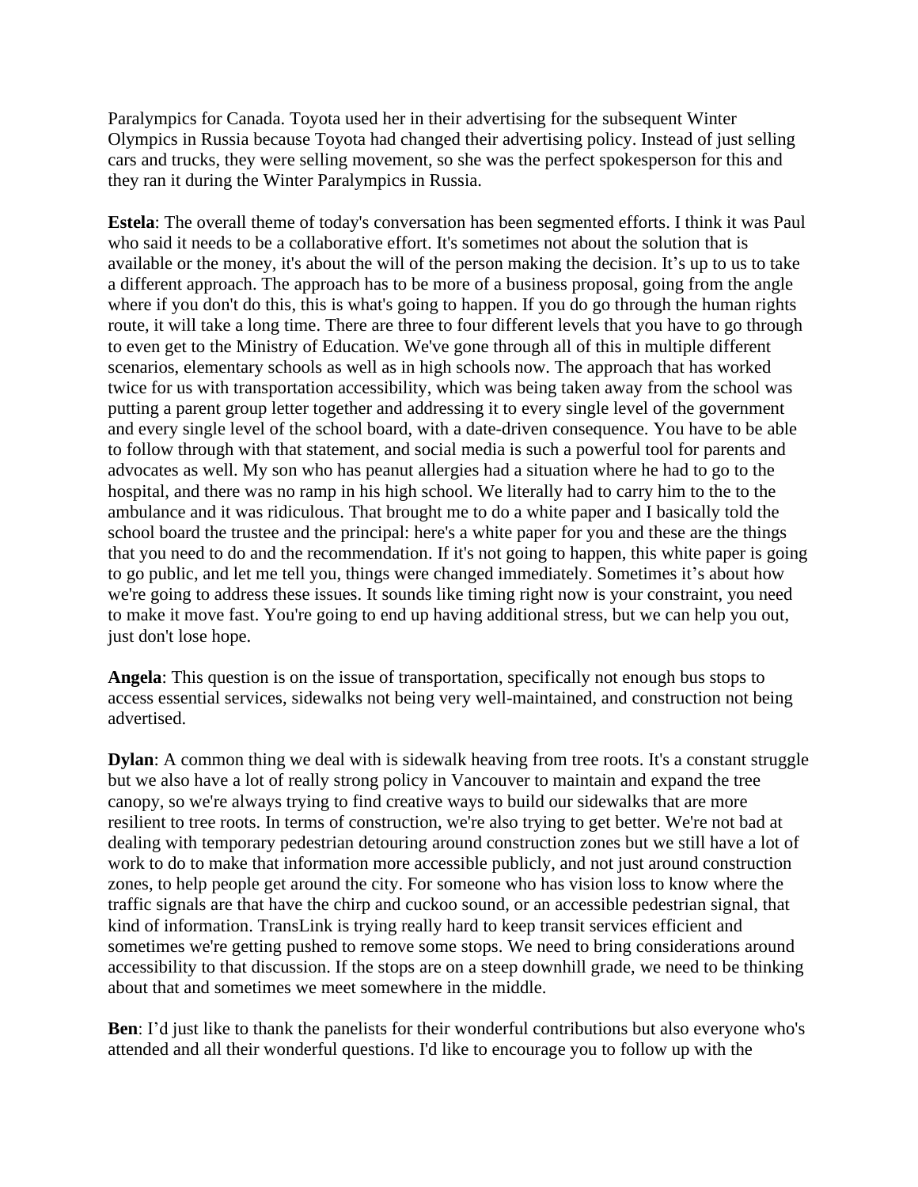Paralympics for Canada. Toyota used her in their advertising for the subsequent Winter Olympics in Russia because Toyota had changed their advertising policy. Instead of just selling cars and trucks, they were selling movement, so she was the perfect spokesperson for this and they ran it during the Winter Paralympics in Russia.

**Estela**: The overall theme of today's conversation has been segmented efforts. I think it was Paul who said it needs to be a collaborative effort. It's sometimes not about the solution that is available or the money, it's about the will of the person making the decision. It's up to us to take a different approach. The approach has to be more of a business proposal, going from the angle where if you don't do this, this is what's going to happen. If you do go through the human rights route, it will take a long time. There are three to four different levels that you have to go through to even get to the Ministry of Education. We've gone through all of this in multiple different scenarios, elementary schools as well as in high schools now. The approach that has worked twice for us with transportation accessibility, which was being taken away from the school was putting a parent group letter together and addressing it to every single level of the government and every single level of the school board, with a date-driven consequence. You have to be able to follow through with that statement, and social media is such a powerful tool for parents and advocates as well. My son who has peanut allergies had a situation where he had to go to the hospital, and there was no ramp in his high school. We literally had to carry him to the to the to the ambulance and it was ridiculous. That brought me to do a white paper and I basically told the school board the trustee and the principal: here's a white paper for you and these are the things that you need to do and the recommendation. If it's not going to happen, this white paper is going to go public, and let me tell you, things were changed immediately. Sometimes it's about how we're going to address these issues. It sounds like timing right now is your constraint, you need to make it move fast. You're going to end up having additional stress, but we can help you out, just don't lose hope.

**Angela**: This question is on the issue of transportation, specifically not enough bus stops to access essential services, sidewalks not being very well-maintained, and construction not being advertised.

**Dylan**: A common thing we deal with is sidewalk heaving from tree roots. It's a constant struggle but we also have a lot of really strong policy in Vancouver to maintain and expand the tree canopy, so we're always trying to find creative ways to build our sidewalks that are more resilient to tree roots. In terms of construction, we're also trying to get better. We're not bad at dealing with temporary pedestrian detouring around construction zones but we still have a lot of work to do to make that information more accessible publicly, and not just around construction zones, to help people get around the city. For someone who has vision loss to know where the traffic signals are that have the chirp and cuckoo sound, or an accessible pedestrian signal, that kind of information. TransLink is trying really hard to keep transit services efficient and sometimes we're getting pushed to remove some stops. We need to bring considerations around accessibility to that discussion. If the stops are on a steep downhill grade, we need to be thinking about that and sometimes we meet somewhere in the middle.

**Ben**: I'd just like to thank the panelists for their wonderful contributions but also everyone who's attended and all their wonderful questions. I'd like to encourage you to follow up with the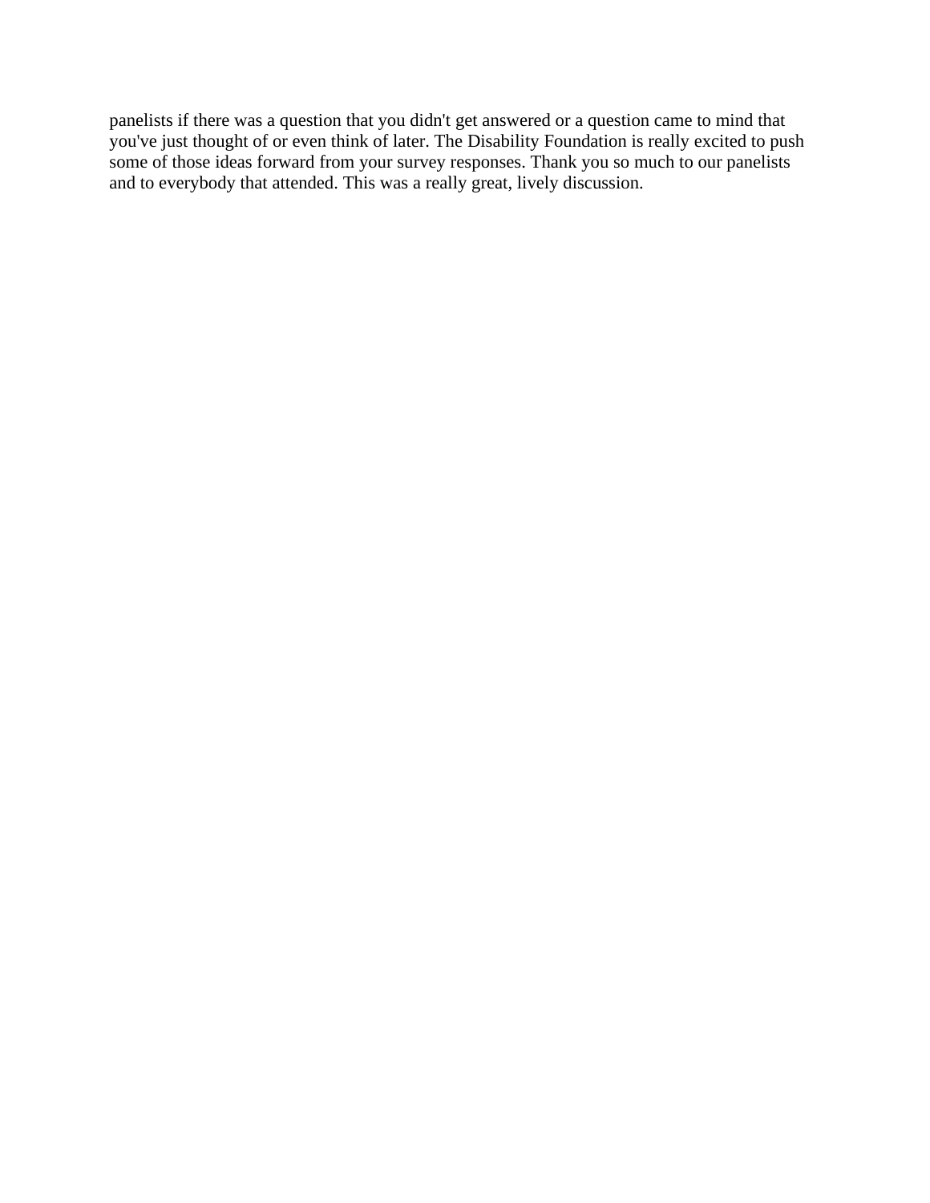panelists if there was a question that you didn't get answered or a question came to mind that you've just thought of or even think of later. The Disability Foundation is really excited to push some of those ideas forward from your survey responses. Thank you so much to our panelists and to everybody that attended. This was a really great, lively discussion.